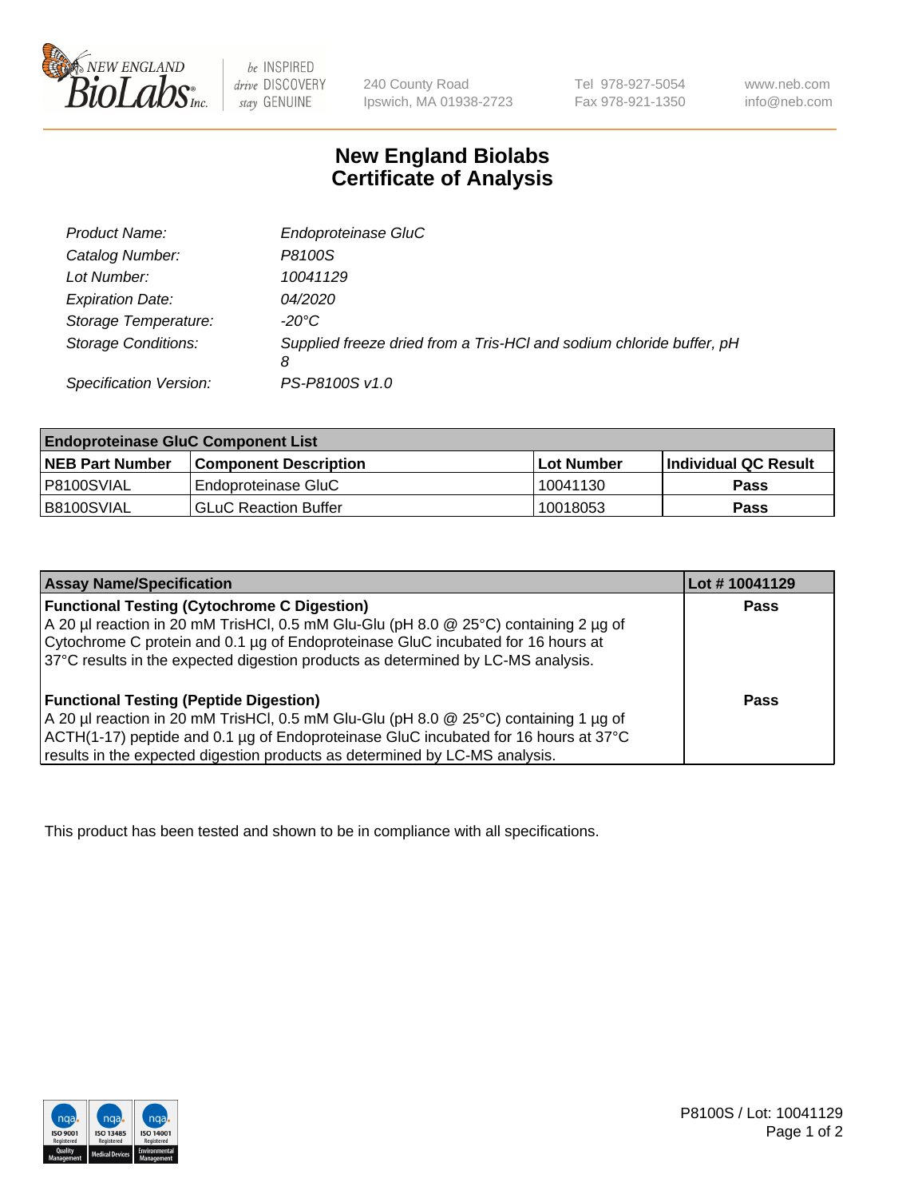# New England Biolabs Certificate of Analysis

| | |
|---|---|
| *Product Name:* | *Endoproteinase GluC* |
| *Catalog Number:* | *P8100S* |
| *Lot Number:* | *10041129* |
| *Expiration Date:* | *04/2020* |
| *Storage Temperature:* | *-20°C* |
| *Storage Conditions:* | *Supplied freeze dried from a Tris-HCl and sodium chloride buffer, pH 8* |
| *Specification Version:* | *PS-P8100S v1.0* |

| Endoproteinase GluC Component List | | | |
|---|---|---|---|
| **NEB Part Number** | **Component Description** | **Lot Number** | **Individual QC Result** |
| P8100SVIAL | Endoproteinase GluC | 10041130 | **Pass** |
| B8100SVIAL | GLuC Reaction Buffer | 10018053 | **Pass** |

| Assay Name/Specification | Lot # 10041129 |
|---|---|
| **Functional Testing (Cytochrome C Digestion)**<br>A 20 µl reaction in 20 mM TrisHCl, 0.5 mM Glu-Glu (pH 8.0 @ 25°C) containing 2 µg of Cytochrome C protein and 0.1 µg of Endoproteinase GluC incubated for 16 hours at 37°C results in the expected digestion products as determined by LC-MS analysis. | **Pass** |
| **Functional Testing (Peptide Digestion)**<br>A 20 µl reaction in 20 mM TrisHCl, 0.5 mM Glu-Glu (pH 8.0 @ 25°C) containing 1 µg of ACTH(1-17) peptide and 0.1 µg of Endoproteinase GluC incubated for 16 hours at 37°C results in the expected digestion products as determined by LC-MS analysis. | **Pass** |

This product has been tested and shown to be in compliance with all specifications.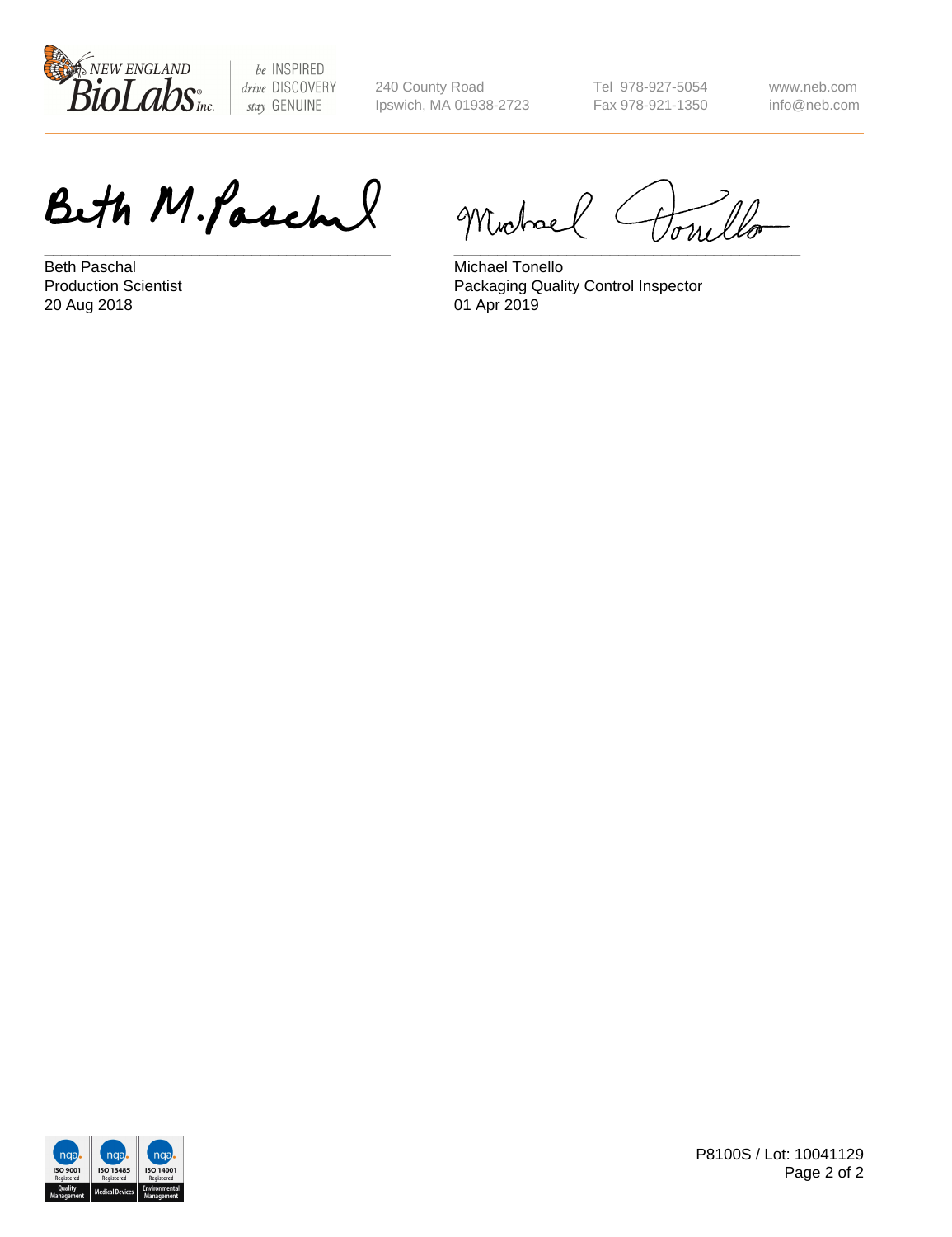NEW ENGLAND BioLabs Inc.

be INSPIRED drive DISCOVERY stay GENUINE

240 County Road
Ipswich, MA 01938-2723

Tel 978-927-5054
Fax 978-921-1350

www.neb.com
info@neb.com

\_\_\_\_\_\_\_\_\_\_\_\_\_\_\_\_\_\_\_\_\_\_\_\_\_\_\_\_\_\_\_\_\_\_\_\_\_\_\_\_

Beth Paschal
Production Scientist
20 Aug 2018

\_\_\_\_\_\_\_\_\_\_\_\_\_\_\_\_\_\_\_\_\_\_\_\_\_\_\_\_\_\_\_\_\_\_\_\_\_\_\_\_

Michael Tonello
Packaging Quality Control Inspector
01 Apr 2019

nqa ISO 9001 Registered Quality Management
nqa ISO 13485 Registered Medical Devices
nqa ISO 14001 Registered Environmental Management

P8100S / Lot: 10041129